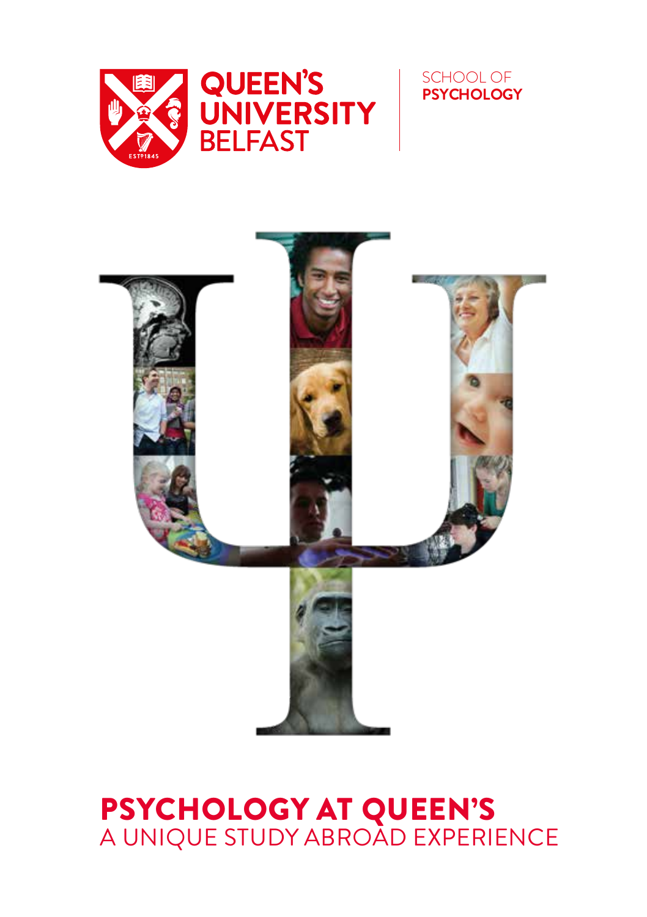QUEEN'S UNIVERSITY BELFAST

SCHOOL OF **PSYCHOLOGY**

# PSYCHOLOGY AT QUEEN'S

## A UNIQUE STUDY ABROAD EXPERIENCE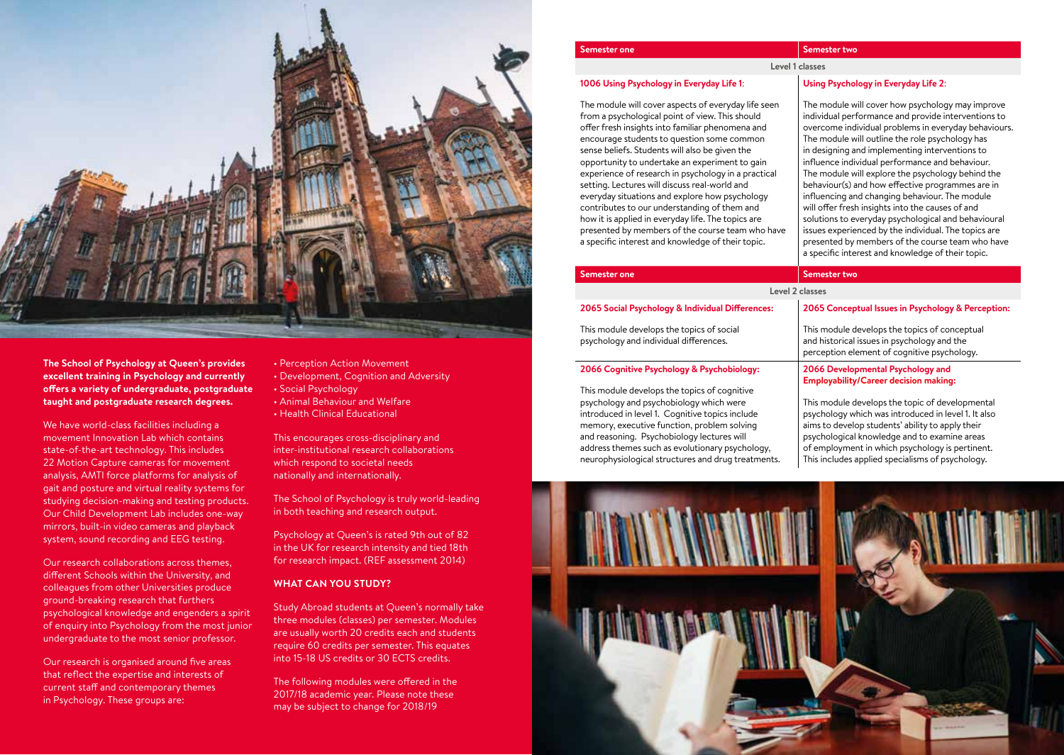**The School of Psychology at Queen's provides excellent training in Psychology and currently offers a variety of undergraduate, postgraduate taught and postgraduate research degrees.**

We have world-class facilities including a movement Innovation Lab which contains state-of-the-art technology. This includes 22 Motion Capture cameras for movement analysis, AMTI force platforms for analysis of gait and posture and virtual reality systems for studying decision-making and testing products. Our Child Development Lab includes one-way mirrors, built-in video cameras and playback system, sound recording and EEG testing.

Our research collaborations across themes, different Schools within the University, and colleagues from other Universities produce ground-breaking research that furthers psychological knowledge and engenders a spirit of enquiry into Psychology from the most junior undergraduate to the most senior professor.

Our research is organised around five areas that reflect the expertise and interests of current staff and contemporary themes in Psychology. These groups are:

- Perception Action Movement
- Development, Cognition and Adversity
- Social Psychology
- Animal Behaviour and Welfare
- Health Clinical Educational

This encourages cross-disciplinary and inter-institutional research collaborations which respond to societal needs nationally and internationally.

The School of Psychology is truly world-leading in both teaching and research output.

Psychology at Queen's is rated 9th out of 82 in the UK for research intensity and tied 18th for research impact. (REF assessment 2014)

## WHAT CAN YOU STUDY?

Study Abroad students at Queen's normally take three modules (classes) per semester. Modules are usually worth 20 credits each and students require 60 credits per semester. This equates into 15-18 US credits or 30 ECTS credits.

The following modules were offered in the 2017/18 academic year. Please note these may be subject to change for 2018/19

| Semester one | Semester two |
|---|---|
| **Level 1 classes** | |
| **1006 Using Psychology in Everyday Life 1:** | **Using Psychology in Everyday Life 2:** |
| The module will cover aspects of everyday life seen from a psychological point of view. This should offer fresh insights into familiar phenomena and encourage students to question some common sense beliefs. Students will also be given the opportunity to undertake an experiment to gain experience of research in psychology in a practical setting. Lectures will discuss real-world and everyday situations and explore how psychology contributes to our understanding of them and how it is applied in everyday life. The topics are presented by members of the course team who have a specific interest and knowledge of their topic. | The module will cover how psychology may improve individual performance and provide interventions to overcome individual problems in everyday behaviours. The module will outline the role psychology has in designing and implementing interventions to influence individual performance and behaviour. The module will explore the psychology behind the behaviour(s) and how effective programmes are in influencing and changing behaviour. The module will offer fresh insights into the causes of and solutions to everyday psychological and behavioural issues experienced by the individual. The topics are presented by members of the course team who have a specific interest and knowledge of their topic. |

| Semester one | Semester two |
|---|---|
| **Level 2 classes** | |
| **2065 Social Psychology & Individual Differences:** | **2065 Conceptual Issues in Psychology & Perception:** |
| This module develops the topics of social psychology and individual differences. | This module develops the topics of conceptual and historical issues in psychology and the perception element of cognitive psychology. |
| **2066 Cognitive Psychology & Psychobiology:** | **2066 Developmental Psychology and Employability/Career decision making:** |
| This module develops the topics of cognitive psychology and psychobiology which were introduced in level 1. Cognitive topics include memory, executive function, problem solving and reasoning. Psychobiology lectures will address themes such as evolutionary psychology, neurophysiological structures and drug treatments. | This module develops the topic of developmental psychology which was introduced in level 1. It also aims to develop students' ability to apply their psychological knowledge and to examine areas of employment in which psychology is pertinent. This includes applied specialisms of psychology. |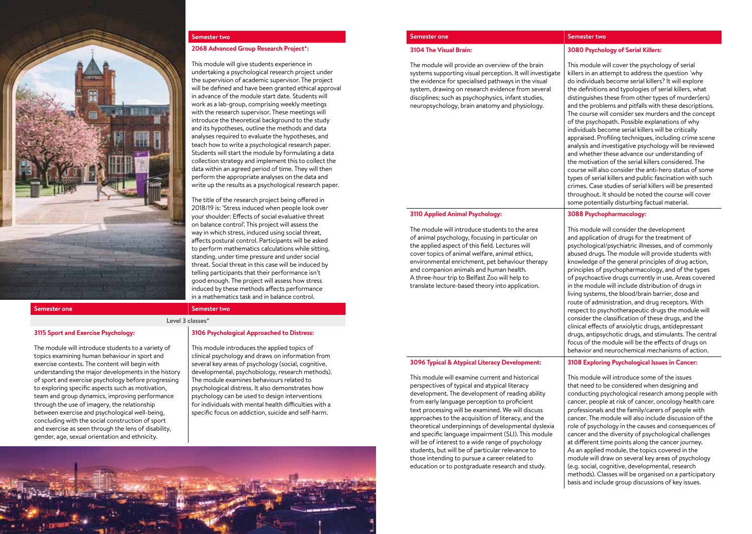## Semester two

### 2068 Advanced Group Research Project*:

This module will give students experience in undertaking a psychological research project under the supervision of academic supervisor. The project will be defined and have been granted ethical approval in advance of the module start date. Students will work as a lab-group, comprising weekly meetings with the research supervisor. These meetings will introduce the theoretical background to the study and its hypotheses, outline the methods and data analyses required to evaluate the hypotheses, and teach how to write a psychological research paper. Students will start the module by formulating a data collection strategy and implement this to collect the data within an agreed period of time. They will then perform the appropriate analyses on the data and write up the results as a psychological research paper.

The title of the research project being offered in 2018/19 is: 'Stress induced when people look over your shoulder: Effects of social evaluative threat on balance control'. This project will assess the way in which stress, induced using social threat, affects postural control. Participants will be asked to perform mathematics calculations while sitting, standing, under time pressure and under social threat. Social threat in this case will be induced by telling participants that their performance isn't good enough. The project will assess how stress induced by these methods affects performance in a mathematics task and in balance control.

## Level 3 classes*

## Semester one

### 3115 Sport and Exercise Psychology:

The module will introduce students to a variety of topics examining human behaviour in sport and exercise contexts. The content will begin with understanding the major developments in the history of sport and exercise psychology before progressing to exploring specific aspects such as motivation, team and group dynamics, improving performance through the use of imagery, the relationship between exercise and psychological well-being, concluding with the social construction of sport and exercise as seen through the lens of disability, gender, age, sexual orientation and ethnicity.

### 3104 The Visual Brain:

The module will provide an overview of the brain systems supporting visual perception. It will investigate the evidence for specialised pathways in the visual system, drawing on research evidence from several disciplines; such as psychophysics, infant studies, neuropsychology, brain anatomy and physiology.

### 3110 Applied Animal Psychology:

The module will introduce students to the area of animal psychology, focusing in particular on the applied aspect of this field. Lectures will cover topics of animal welfare, animal ethics, environmental enrichment, pet behaviour therapy and companion animals and human health. A three-hour trip to Belfast Zoo will help to translate lecture-based theory into application.

### 3096 Typical & Atypical Literacy Development:

This module will examine current and historical perspectives of typical and atypical literacy development. The development of reading ability from early language perception to proficient text processing will be examined. We will discuss approaches to the acquisition of literacy, and the theoretical underpinnings of developmental dyslexia and specific language impairment (SLI). This module will be of interest to a wide range of psychology students, but will be of particular relevance to those intending to pursue a career related to education or to postgraduate research and study.

## Semester two

### 3106 Psychological Approached to Distress:

This module introduces the applied topics of clinical psychology and draws on information from several key areas of psychology (social, cognitive, developmental, psychobiology, research methods). The module examines behaviours related to psychological distress. It also demonstrates how psychology can be used to design interventions for individuals with mental health difficulties with a specific focus on addiction, suicide and self-harm.

### 3080 Psychology of Serial Killers:

This module will cover the psychology of serial killers in an attempt to address the question `why do individuals become serial killers? It will explore the definitions and typologies of serial killers, what distinguishes these from other types of murder(ers) and the problems and pitfalls with these descriptions. The course will consider sex murders and the concept of the psychopath. Possible explanations of why individuals become serial killers will be critically appraised. Profiling techniques, including crime scene analysis and investigative psychology will be reviewed and whether these advance our understanding of the motivation of the serial killers considered. The course will also consider the anti-hero status of some types of serial killers and public fascination with such crimes. Case studies of serial killers will be presented throughout. It should be noted the course will cover some potentially disturbing factual material.

### 3088 Psychopharmacology:

This module will consider the development and application of drugs for the treatment of psychological/psychiatric illnesses, and of commonly abused drugs. The module will provide students with knowledge of the general principles of drug action, principles of psychopharmacology, and of the types of psychoactive drugs currently in use. Areas covered in the module will include distribution of drugs in living systems, the blood/brain barrier, dose and route of administration, and drug receptors. With respect to psychotherapeutic drugs the module will consider the classification of these drugs, and the clinical effects of anxiolytic drugs, antidepressant drugs, antipsychotic drugs, and stimulants. The central focus of the module will be the effects of drugs on behavior and neurochemical mechanisms of action.

### 3108 Exploring Psychological Issues in Cancer:

This module will introduce some of the issues that need to be considered when designing and conducting psychological research among people with cancer, people at risk of cancer, oncology health care professionals and the family/carers of people with cancer. The module will also include discussion of the role of psychology in the causes and consequences of cancer and the diversity of psychological challenges at different time points along the cancer journey. As an applied module, the topics covered in the module will draw on several key areas of psychology (e.g. social, cognitive, developmental, research methods). Classes will be organised on a participatory basis and include group discussions of key issues.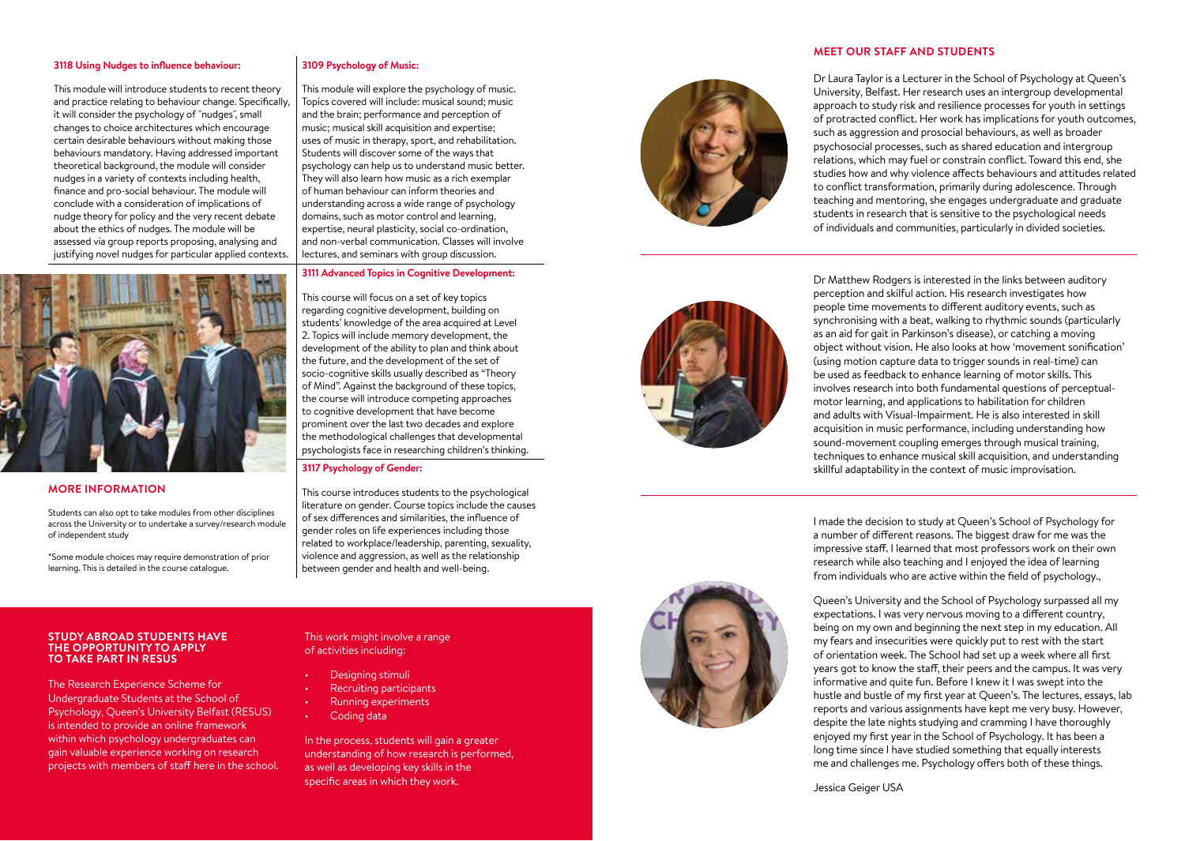### 3118 Using Nudges to influence behaviour:

This module will introduce students to recent theory and practice relating to behaviour change. Specifically, it will consider the psychology of "nudges", small changes to choice architectures which encourage certain desirable behaviours without making those behaviours mandatory. Having addressed important theoretical background, the module will consider nudges in a variety of contexts including health, finance and pro-social behaviour. The module will conclude with a consideration of implications of nudge theory for policy and the very recent debate about the ethics of nudges. The module will be assessed via group reports proposing, analysing and justifying novel nudges for particular applied contexts.

## MORE INFORMATION

Students can also opt to take modules from other disciplines across the University or to undertake a survey/research module of independent study

*Some module choices may require demonstration of prior learning. This is detailed in the course catalogue.

### 3109 Psychology of Music:

This module will explore the psychology of music. Topics covered will include: musical sound; music and the brain; performance and perception of music; musical skill acquisition and expertise; uses of music in therapy, sport, and rehabilitation. Students will discover some of the ways that psychology can help us to understand music better. They will also learn how music as a rich exemplar of human behaviour can inform theories and understanding across a wide range of psychology domains, such as motor control and learning, expertise, neural plasticity, social co-ordination, and non-verbal communication. Classes will involve lectures, and seminars with group discussion.

### 3111 Advanced Topics in Cognitive Development:

This course will focus on a set of key topics regarding cognitive development, building on students' knowledge of the area acquired at Level 2. Topics will include memory development, the development of the ability to plan and think about the future, and the development of the set of socio-cognitive skills usually described as "Theory of Mind". Against the background of these topics, the course will introduce competing approaches to cognitive development that have become prominent over the last two decades and explore the methodological challenges that developmental psychologists face in researching children's thinking.

### 3117 Psychology of Gender:

This course introduces students to the psychological literature on gender. Course topics include the causes of sex differences and similarities, the influence of gender roles on life experiences including those related to workplace/leadership, parenting, sexuality, violence and aggression, as well as the relationship between gender and health and well-being.

## STUDY ABROAD STUDENTS HAVE THE OPPORTUNITY TO APPLY TO TAKE PART IN RESUS

The Research Experience Scheme for Undergraduate Students at the School of Psychology, Queen's University Belfast (RESUS) is intended to provide an online framework within which psychology undergraduates can gain valuable experience working on research projects with members of staff here in the school.

This work might involve a range of activities including:

- Designing stimuli
- Recruiting participants
- Running experiments
- Coding data

In the process, students will gain a greater understanding of how research is performed, as well as developing key skills in the specific areas in which they work.

## MEET OUR STAFF AND STUDENTS

Dr Laura Taylor is a Lecturer in the School of Psychology at Queen's University, Belfast. Her research uses an intergroup developmental approach to study risk and resilience processes for youth in settings of protracted conflict. Her work has implications for youth outcomes, such as aggression and prosocial behaviours, as well as broader psychosocial processes, such as shared education and intergroup relations, which may fuel or constrain conflict. Toward this end, she studies how and why violence affects behaviours and attitudes related to conflict transformation, primarily during adolescence. Through teaching and mentoring, she engages undergraduate and graduate students in research that is sensitive to the psychological needs of individuals and communities, particularly in divided societies.

Dr Matthew Rodgers is interested in the links between auditory perception and skilful action. His research investigates how people time movements to different auditory events, such as synchronising with a beat, walking to rhythmic sounds (particularly as an aid for gait in Parkinson's disease), or catching a moving object without vision. He also looks at how 'movement sonification' (using motion capture data to trigger sounds in real-time) can be used as feedback to enhance learning of motor skills. This involves research into both fundamental questions of perceptual-motor learning, and applications to habilitation for children and adults with Visual-Impairment. He is also interested in skill acquisition in music performance, including understanding how sound-movement coupling emerges through musical training, techniques to enhance musical skill acquisition, and understanding skillful adaptability in the context of music improvisation.

I made the decision to study at Queen's School of Psychology for a number of different reasons. The biggest draw for me was the impressive staff. I learned that most professors work on their own research while also teaching and I enjoyed the idea of learning from individuals who are active within the field of psychology.,

Queen's University and the School of Psychology surpassed all my expectations. I was very nervous moving to a different country, being on my own and beginning the next step in my education. All my fears and insecurities were quickly put to rest with the start of orientation week. The School had set up a week where all first years got to know the staff, their peers and the campus. It was very informative and quite fun. Before I knew it I was swept into the hustle and bustle of my first year at Queen's. The lectures, essays, lab reports and various assignments have kept me very busy. However, despite the late nights studying and cramming I have thoroughly enjoyed my first year in the School of Psychology. It has been a long time since I have studied something that equally interests me and challenges me. Psychology offers both of these things.

Jessica Geiger USA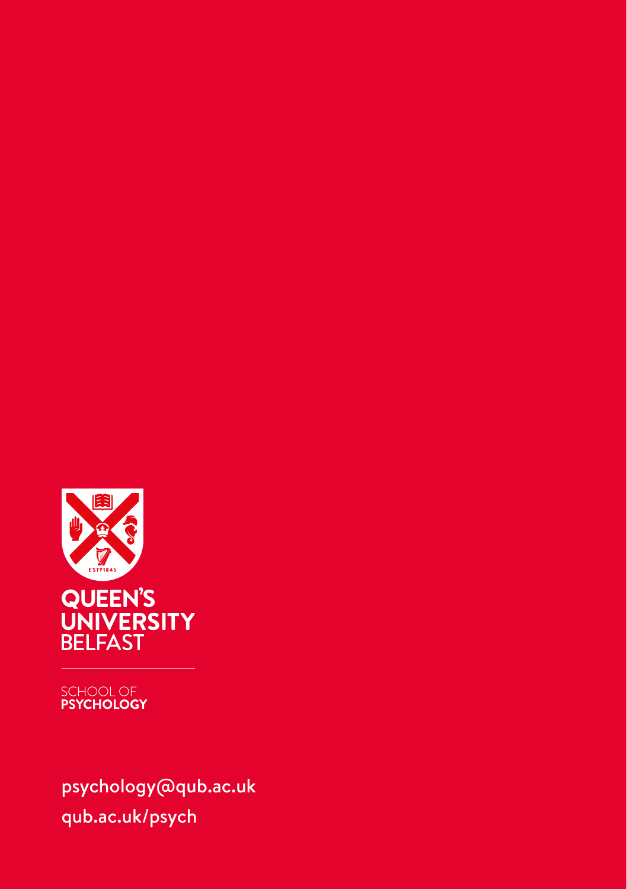QUEEN'S UNIVERSITY BELFAST

SCHOOL OF **PSYCHOLOGY**

psychology@qub.ac.uk

qub.ac.uk/psych